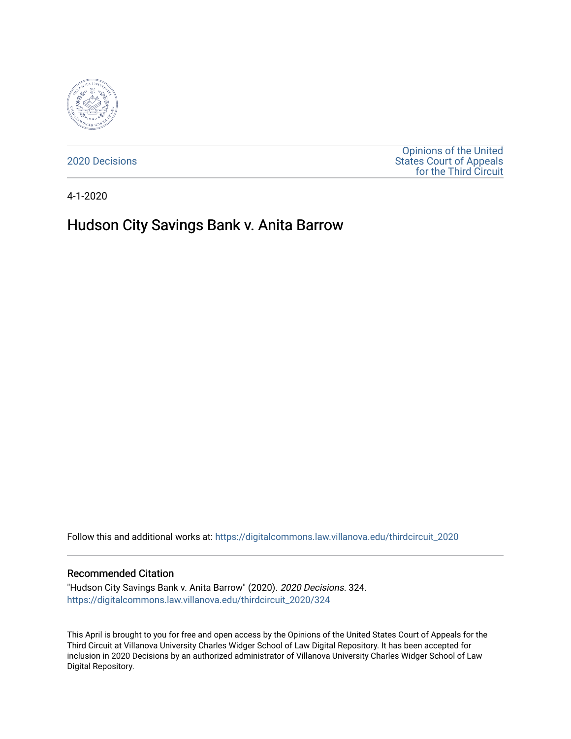2020 Decisions

Opinions of the United States Court of Appeals for the Third Circuit

4-1-2020

# Hudson City Savings Bank v. Anita Barrow

Follow this and additional works at: https://digitalcommons.law.villanova.edu/thirdcircuit_2020

## Recommended Citation

"Hudson City Savings Bank v. Anita Barrow" (2020). *2020 Decisions*. 324.
https://digitalcommons.law.villanova.edu/thirdcircuit_2020/324

This April is brought to you for free and open access by the Opinions of the United States Court of Appeals for the Third Circuit at Villanova University Charles Widger School of Law Digital Repository. It has been accepted for inclusion in 2020 Decisions by an authorized administrator of Villanova University Charles Widger School of Law Digital Repository.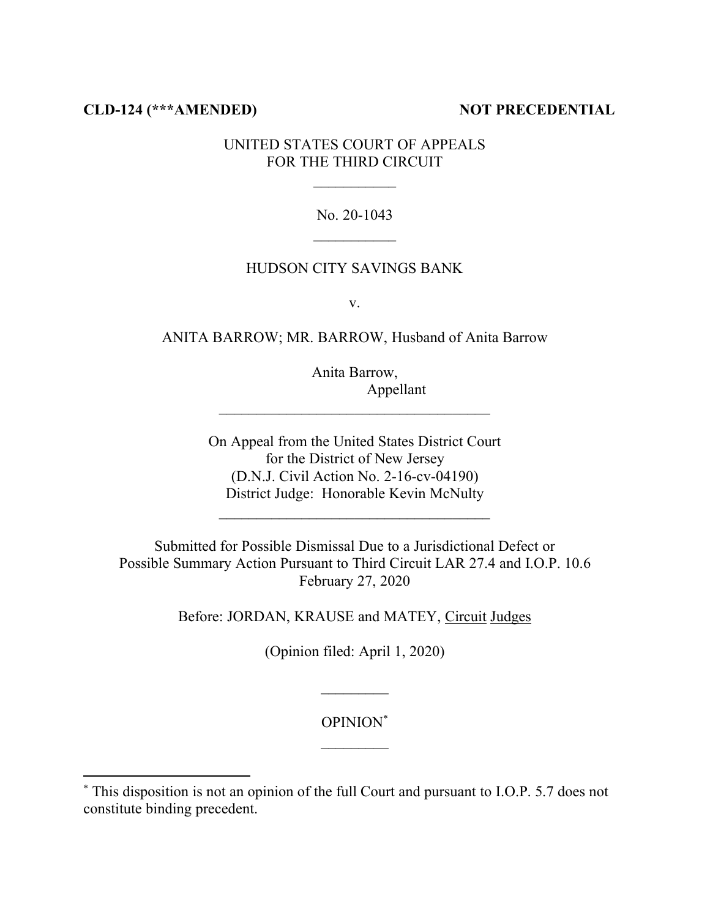**CLD-124 (\*\*\*AMENDED)** **NOT PRECEDENTIAL**

UNITED STATES COURT OF APPEALS
FOR THE THIRD CIRCUIT

---

No. 20-1043

---

HUDSON CITY SAVINGS BANK

v.

ANITA BARROW; MR. BARROW, Husband of Anita Barrow

Anita Barrow,
Appellant

---

On Appeal from the United States District Court
for the District of New Jersey
(D.N.J. Civil Action No. 2-16-cv-04190)
District Judge: Honorable Kevin McNulty

---

Submitted for Possible Dismissal Due to a Jurisdictional Defect or
Possible Summary Action Pursuant to Third Circuit LAR 27.4 and I.O.P. 10.6
February 27, 2020

Before: JORDAN, KRAUSE and MATEY, Circuit Judges

(Opinion filed: April 1, 2020)

---

OPINION[*]

---

[*] This disposition is not an opinion of the full Court and pursuant to I.O.P. 5.7 does not constitute binding precedent.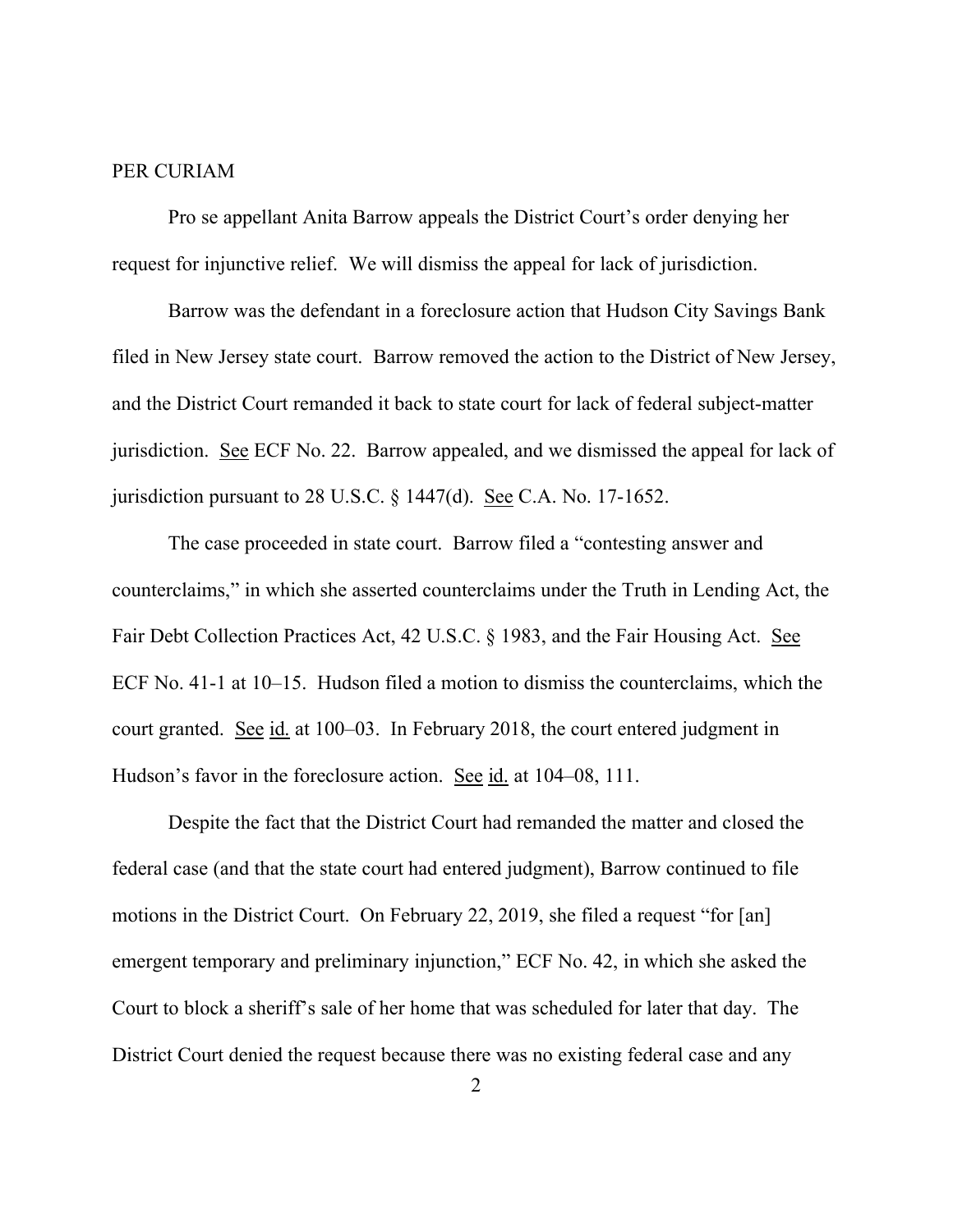PER CURIAM

Pro se appellant Anita Barrow appeals the District Court's order denying her request for injunctive relief. We will dismiss the appeal for lack of jurisdiction.

Barrow was the defendant in a foreclosure action that Hudson City Savings Bank filed in New Jersey state court. Barrow removed the action to the District of New Jersey, and the District Court remanded it back to state court for lack of federal subject-matter jurisdiction. See ECF No. 22. Barrow appealed, and we dismissed the appeal for lack of jurisdiction pursuant to 28 U.S.C. § 1447(d). See C.A. No. 17-1652.

The case proceeded in state court. Barrow filed a "contesting answer and counterclaims," in which she asserted counterclaims under the Truth in Lending Act, the Fair Debt Collection Practices Act, 42 U.S.C. § 1983, and the Fair Housing Act. See ECF No. 41-1 at 10–15. Hudson filed a motion to dismiss the counterclaims, which the court granted. See id. at 100–03. In February 2018, the court entered judgment in Hudson's favor in the foreclosure action. See id. at 104–08, 111.

Despite the fact that the District Court had remanded the matter and closed the federal case (and that the state court had entered judgment), Barrow continued to file motions in the District Court. On February 22, 2019, she filed a request "for [an] emergent temporary and preliminary injunction," ECF No. 42, in which she asked the Court to block a sheriff's sale of her home that was scheduled for later that day. The District Court denied the request because there was no existing federal case and any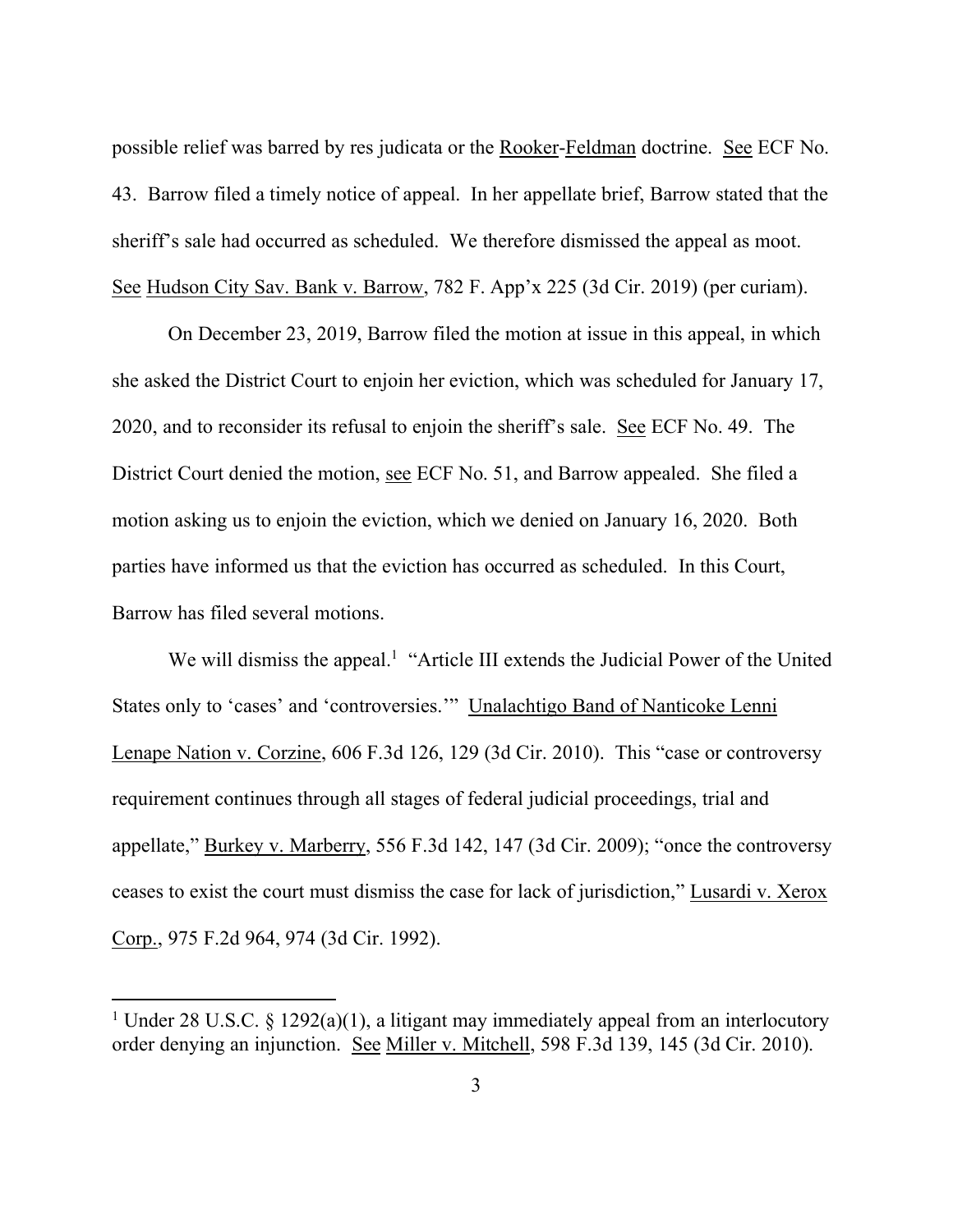possible relief was barred by res judicata or the Rooker-Feldman doctrine. See ECF No. 43. Barrow filed a timely notice of appeal. In her appellate brief, Barrow stated that the sheriff's sale had occurred as scheduled. We therefore dismissed the appeal as moot. See Hudson City Sav. Bank v. Barrow, 782 F. App'x 225 (3d Cir. 2019) (per curiam).

On December 23, 2019, Barrow filed the motion at issue in this appeal, in which she asked the District Court to enjoin her eviction, which was scheduled for January 17, 2020, and to reconsider its refusal to enjoin the sheriff's sale. See ECF No. 49. The District Court denied the motion, see ECF No. 51, and Barrow appealed. She filed a motion asking us to enjoin the eviction, which we denied on January 16, 2020. Both parties have informed us that the eviction has occurred as scheduled. In this Court, Barrow has filed several motions.

We will dismiss the appeal.[1] "Article III extends the Judicial Power of the United States only to 'cases' and 'controversies.'" Unalachtigo Band of Nanticoke Lenni Lenape Nation v. Corzine, 606 F.3d 126, 129 (3d Cir. 2010). This "case or controversy requirement continues through all stages of federal judicial proceedings, trial and appellate," Burkey v. Marberry, 556 F.3d 142, 147 (3d Cir. 2009); "once the controversy ceases to exist the court must dismiss the case for lack of jurisdiction," Lusardi v. Xerox Corp., 975 F.2d 964, 974 (3d Cir. 1992).

---

[1] Under 28 U.S.C. § 1292(a)(1), a litigant may immediately appeal from an interlocutory order denying an injunction. See Miller v. Mitchell, 598 F.3d 139, 145 (3d Cir. 2010).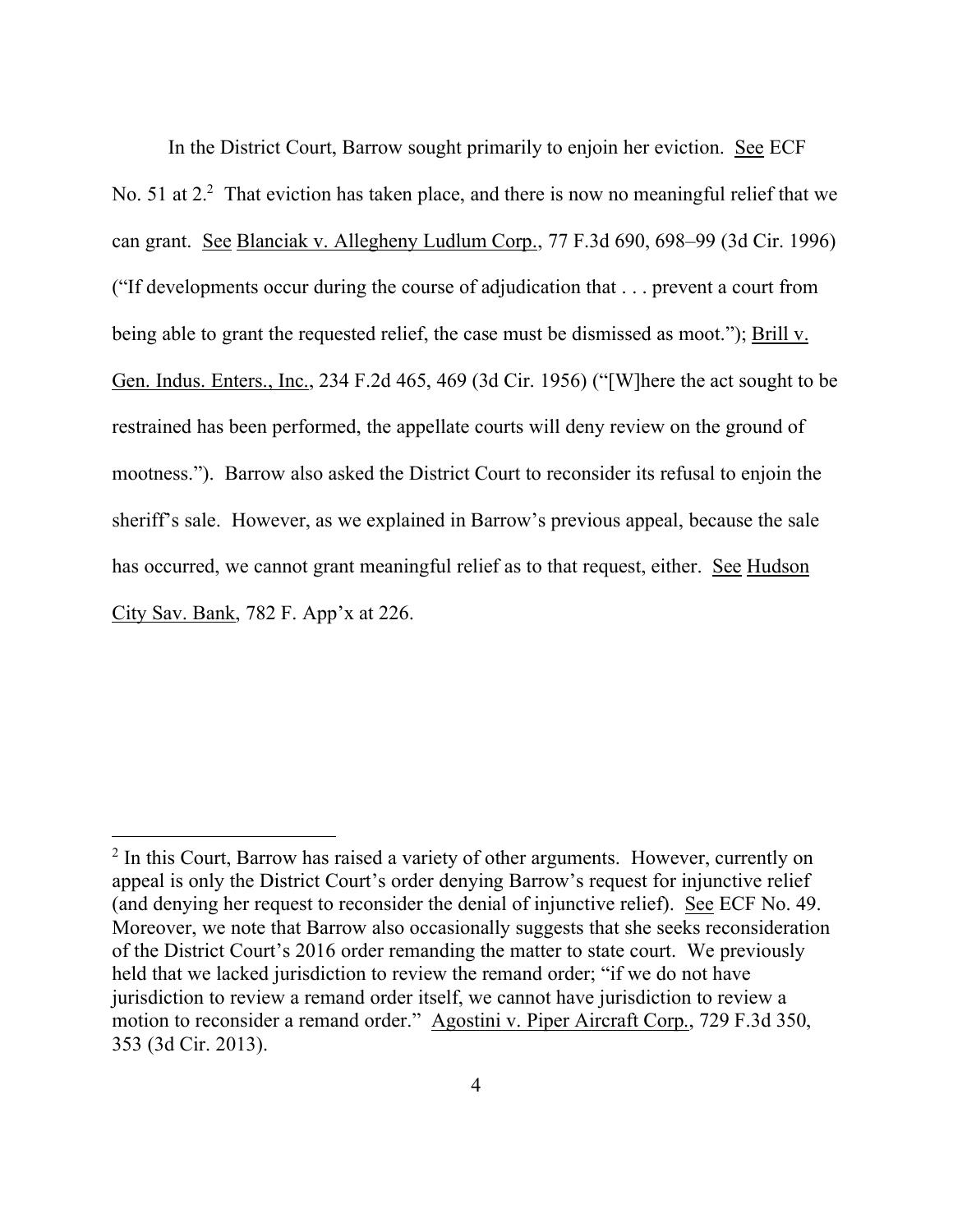In the District Court, Barrow sought primarily to enjoin her eviction. See ECF No. 51 at 2.[2] That eviction has taken place, and there is now no meaningful relief that we can grant. See Blanciak v. Allegheny Ludlum Corp., 77 F.3d 690, 698–99 (3d Cir. 1996) ("If developments occur during the course of adjudication that . . . prevent a court from being able to grant the requested relief, the case must be dismissed as moot."); Brill v. Gen. Indus. Enters., Inc., 234 F.2d 465, 469 (3d Cir. 1956) ("[W]here the act sought to be restrained has been performed, the appellate courts will deny review on the ground of mootness."). Barrow also asked the District Court to reconsider its refusal to enjoin the sheriff's sale. However, as we explained in Barrow's previous appeal, because the sale has occurred, we cannot grant meaningful relief as to that request, either. See Hudson City Sav. Bank, 782 F. App'x at 226.

---

[2] In this Court, Barrow has raised a variety of other arguments. However, currently on appeal is only the District Court's order denying Barrow's request for injunctive relief (and denying her request to reconsider the denial of injunctive relief). See ECF No. 49. Moreover, we note that Barrow also occasionally suggests that she seeks reconsideration of the District Court's 2016 order remanding the matter to state court. We previously held that we lacked jurisdiction to review the remand order; "if we do not have jurisdiction to review a remand order itself, we cannot have jurisdiction to review a motion to reconsider a remand order." Agostini v. Piper Aircraft Corp., 729 F.3d 350, 353 (3d Cir. 2013).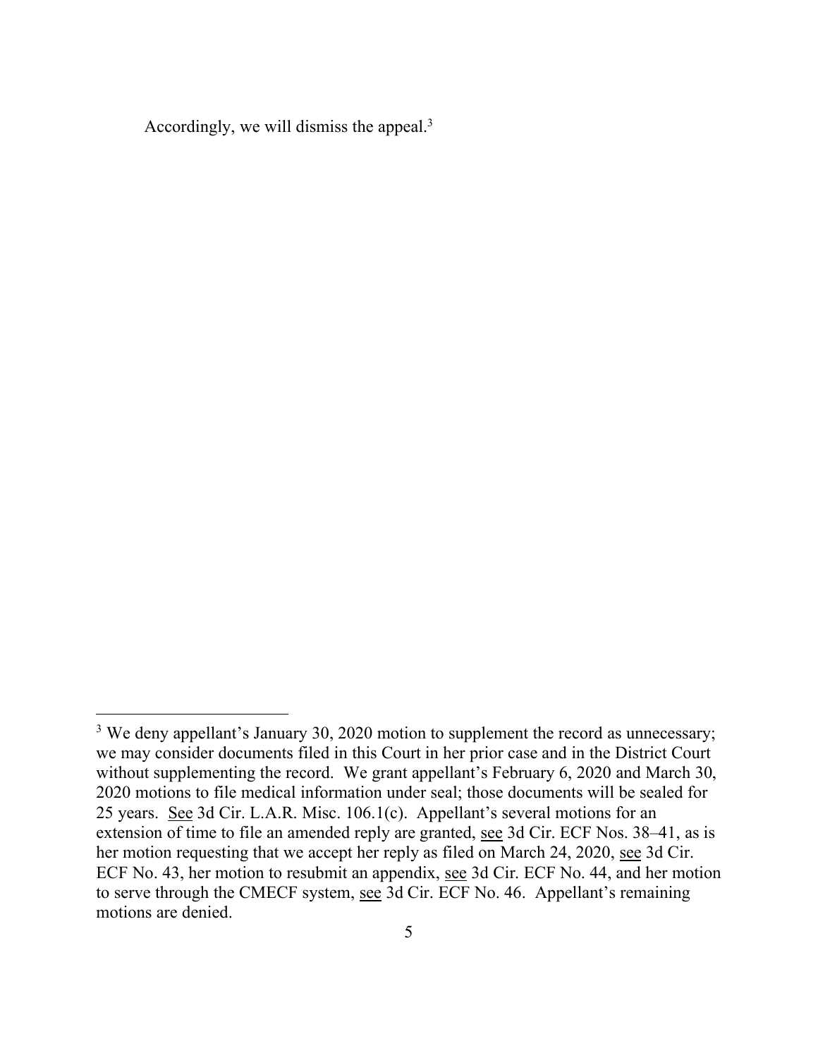Accordingly, we will dismiss the appeal.[3]

---

[3] We deny appellant's January 30, 2020 motion to supplement the record as unnecessary; we may consider documents filed in this Court in her prior case and in the District Court without supplementing the record. We grant appellant's February 6, 2020 and March 30, 2020 motions to file medical information under seal; those documents will be sealed for 25 years. See 3d Cir. L.A.R. Misc. 106.1(c). Appellant's several motions for an extension of time to file an amended reply are granted, see 3d Cir. ECF Nos. 38–41, as is her motion requesting that we accept her reply as filed on March 24, 2020, see 3d Cir. ECF No. 43, her motion to resubmit an appendix, see 3d Cir. ECF No. 44, and her motion to serve through the CMECF system, see 3d Cir. ECF No. 46. Appellant's remaining motions are denied.